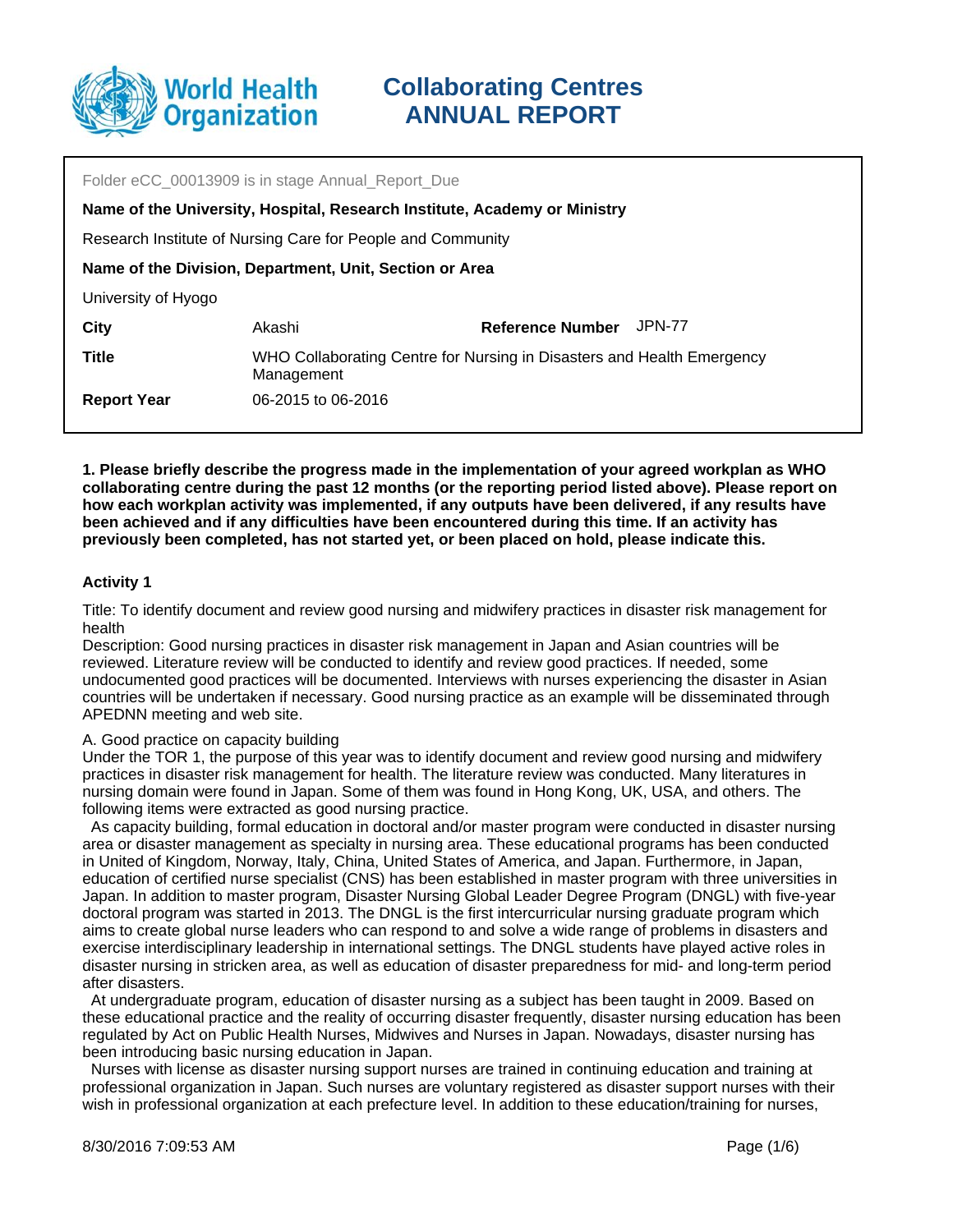# Collaborating Centres ANNUAL REPORT

Folder eCC_00013909 is in stage Annual_Report_Due

**Name of the University, Hospital, Research Institute, Academy or Ministry**

Research Institute of Nursing Care for People and Community

**Name of the Division, Department, Unit, Section or Area**

University of Hyogo

| | | | |
|---|---|---|---|
| **City** | Akashi | **Reference Number** | JPN-77 |
| **Title** | WHO Collaborating Centre for Nursing in Disasters and Health Emergency Management | | |
| **Report Year** | 06-2015 to 06-2016 | | |

**1. Please briefly describe the progress made in the implementation of your agreed workplan as WHO collaborating centre during the past 12 months (or the reporting period listed above). Please report on how each workplan activity was implemented, if any outputs have been delivered, if any results have been achieved and if any difficulties have been encountered during this time. If an activity has previously been completed, has not started yet, or been placed on hold, please indicate this.**

**Activity 1**

Title: To identify document and review good nursing and midwifery practices in disaster risk management for health

Description: Good nursing practices in disaster risk management in Japan and Asian countries will be reviewed. Literature review will be conducted to identify and review good practices. If needed, some undocumented good practices will be documented. Interviews with nurses experiencing the disaster in Asian countries will be undertaken if necessary. Good nursing practice as an example will be disseminated through APEDNN meeting and web site.

A. Good practice on capacity building

Under the TOR 1, the purpose of this year was to identify document and review good nursing and midwifery practices in disaster risk management for health. The literature review was conducted. Many literatures in nursing domain were found in Japan. Some of them was found in Hong Kong, UK, USA, and others. The following items were extracted as good nursing practice.

As capacity building, formal education in doctoral and/or master program were conducted in disaster nursing area or disaster management as specialty in nursing area. These educational programs has been conducted in United of Kingdom, Norway, Italy, China, United States of America, and Japan. Furthermore, in Japan, education of certified nurse specialist (CNS) has been established in master program with three universities in Japan. In addition to master program, Disaster Nursing Global Leader Degree Program (DNGL) with five-year doctoral program was started in 2013. The DNGL is the first intercurricular nursing graduate program which aims to create global nurse leaders who can respond to and solve a wide range of problems in disasters and exercise interdisciplinary leadership in international settings. The DNGL students have played active roles in disaster nursing in stricken area, as well as education of disaster preparedness for mid- and long-term period after disasters.

At undergraduate program, education of disaster nursing as a subject has been taught in 2009. Based on these educational practice and the reality of occurring disaster frequently, disaster nursing education has been regulated by Act on Public Health Nurses, Midwives and Nurses in Japan. Nowadays, disaster nursing has been introducing basic nursing education in Japan.

Nurses with license as disaster nursing support nurses are trained in continuing education and training at professional organization in Japan. Such nurses are voluntary registered as disaster support nurses with their wish in professional organization at each prefecture level. In addition to these education/training for nurses,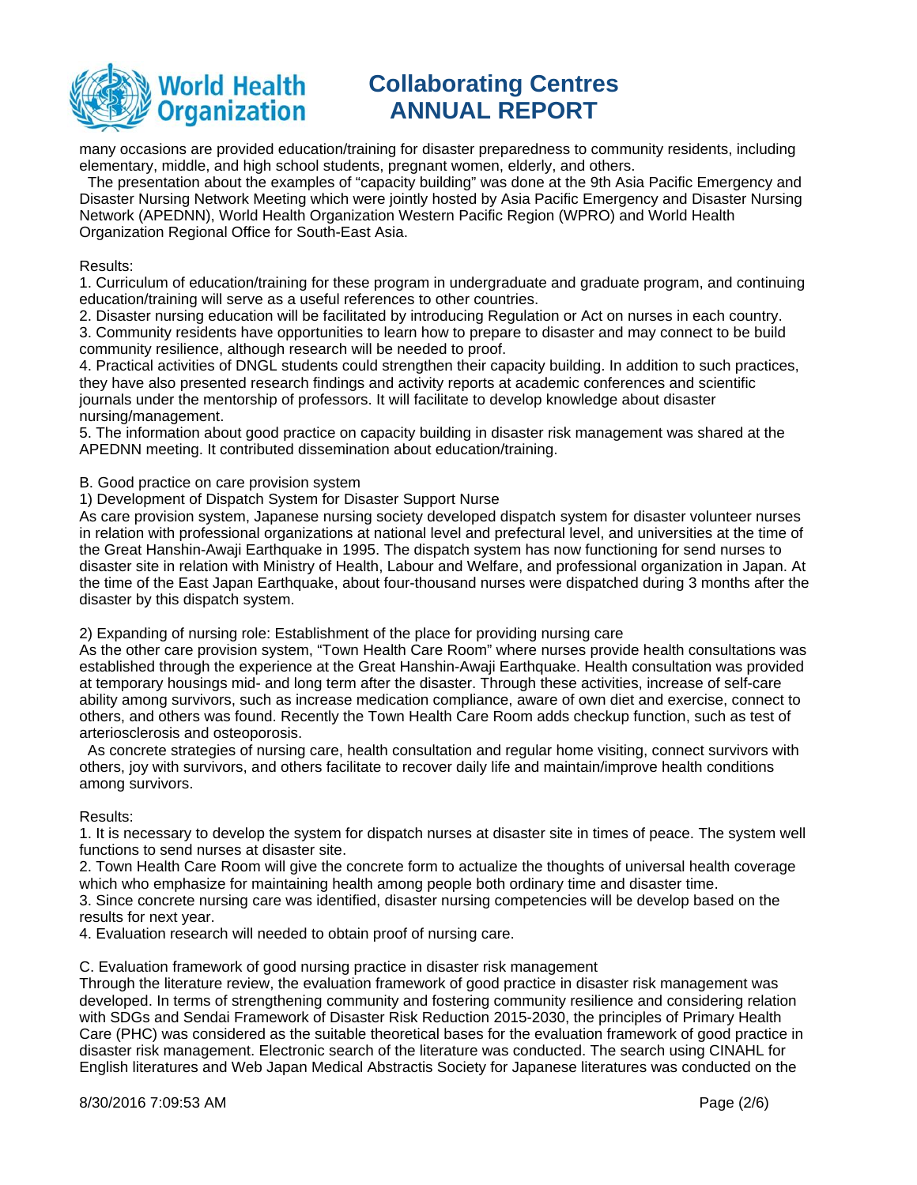many occasions are provided education/training for disaster preparedness to community residents, including elementary, middle, and high school students, pregnant women, elderly, and others.

The presentation about the examples of "capacity building" was done at the 9th Asia Pacific Emergency and Disaster Nursing Network Meeting which were jointly hosted by Asia Pacific Emergency and Disaster Nursing Network (APEDNN), World Health Organization Western Pacific Region (WPRO) and World Health Organization Regional Office for South-East Asia.

Results:

1. Curriculum of education/training for these program in undergraduate and graduate program, and continuing education/training will serve as a useful references to other countries.
2. Disaster nursing education will be facilitated by introducing Regulation or Act on nurses in each country.
3. Community residents have opportunities to learn how to prepare to disaster and may connect to be build community resilience, although research will be needed to proof.
4. Practical activities of DNGL students could strengthen their capacity building. In addition to such practices, they have also presented research findings and activity reports at academic conferences and scientific journals under the mentorship of professors. It will facilitate to develop knowledge about disaster nursing/management.
5. The information about good practice on capacity building in disaster risk management was shared at the APEDNN meeting. It contributed dissemination about education/training.

B. Good practice on care provision system

1) Development of Dispatch System for Disaster Support Nurse

As care provision system, Japanese nursing society developed dispatch system for disaster volunteer nurses in relation with professional organizations at national level and prefectural level, and universities at the time of the Great Hanshin-Awaji Earthquake in 1995. The dispatch system has now functioning for send nurses to disaster site in relation with Ministry of Health, Labour and Welfare, and professional organization in Japan. At the time of the East Japan Earthquake, about four-thousand nurses were dispatched during 3 months after the disaster by this dispatch system.

2) Expanding of nursing role: Establishment of the place for providing nursing care

As the other care provision system, "Town Health Care Room" where nurses provide health consultations was established through the experience at the Great Hanshin-Awaji Earthquake. Health consultation was provided at temporary housings mid- and long term after the disaster. Through these activities, increase of self-care ability among survivors, such as increase medication compliance, aware of own diet and exercise, connect to others, and others was found. Recently the Town Health Care Room adds checkup function, such as test of arteriosclerosis and osteoporosis.

As concrete strategies of nursing care, health consultation and regular home visiting, connect survivors with others, joy with survivors, and others facilitate to recover daily life and maintain/improve health conditions among survivors.

Results:

1. It is necessary to develop the system for dispatch nurses at disaster site in times of peace. The system well functions to send nurses at disaster site.
2. Town Health Care Room will give the concrete form to actualize the thoughts of universal health coverage which who emphasize for maintaining health among people both ordinary time and disaster time.
3. Since concrete nursing care was identified, disaster nursing competencies will be develop based on the results for next year.
4. Evaluation research will needed to obtain proof of nursing care.

C. Evaluation framework of good nursing practice in disaster risk management

Through the literature review, the evaluation framework of good practice in disaster risk management was developed. In terms of strengthening community and fostering community resilience and considering relation with SDGs and Sendai Framework of Disaster Risk Reduction 2015-2030, the principles of Primary Health Care (PHC) was considered as the suitable theoretical bases for the evaluation framework of good practice in disaster risk management. Electronic search of the literature was conducted. The search using CINAHL for English literatures and Web Japan Medical Abstractis Society for Japanese literatures was conducted on the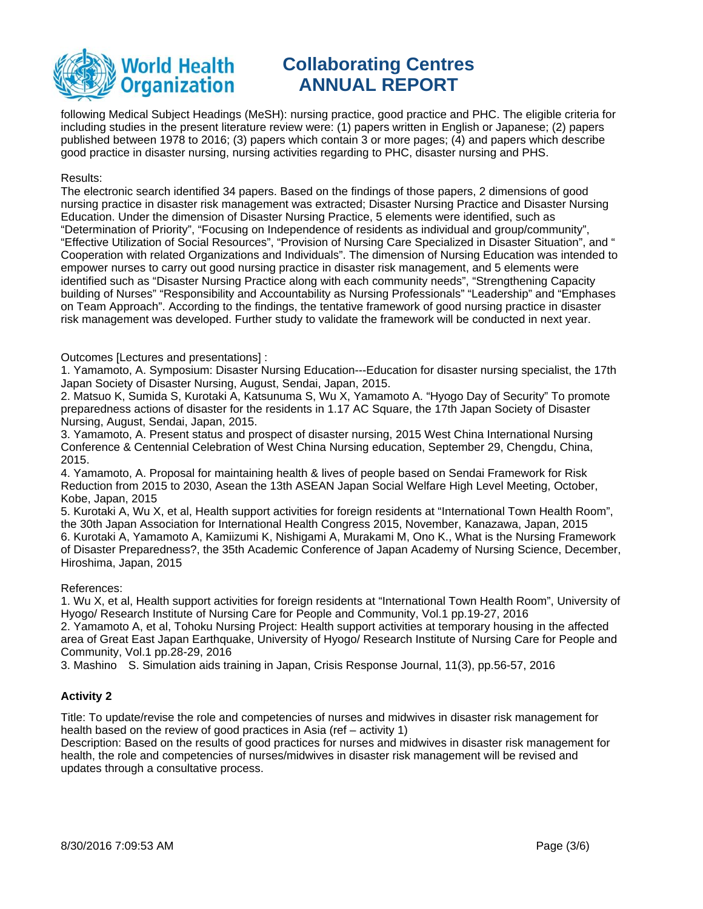following Medical Subject Headings (MeSH): nursing practice, good practice and PHC. The eligible criteria for including studies in the present literature review were: (1) papers written in English or Japanese; (2) papers published between 1978 to 2016; (3) papers which contain 3 or more pages; (4) and papers which describe good practice in disaster nursing, nursing activities regarding to PHC, disaster nursing and PHS.

Results:
The electronic search identified 34 papers. Based on the findings of those papers, 2 dimensions of good nursing practice in disaster risk management was extracted; Disaster Nursing Practice and Disaster Nursing Education. Under the dimension of Disaster Nursing Practice, 5 elements were identified, such as "Determination of Priority", "Focusing on Independence of residents as individual and group/community", "Effective Utilization of Social Resources", "Provision of Nursing Care Specialized in Disaster Situation", and " Cooperation with related Organizations and Individuals". The dimension of Nursing Education was intended to empower nurses to carry out good nursing practice in disaster risk management, and 5 elements were identified such as "Disaster Nursing Practice along with each community needs", "Strengthening Capacity building of Nurses" "Responsibility and Accountability as Nursing Professionals" "Leadership" and "Emphases on Team Approach". According to the findings, the tentative framework of good nursing practice in disaster risk management was developed. Further study to validate the framework will be conducted in next year.

Outcomes [Lectures and presentations] :
1. Yamamoto, A. Symposium: Disaster Nursing Education---Education for disaster nursing specialist, the 17th Japan Society of Disaster Nursing, August, Sendai, Japan, 2015.
2. Matsuo K, Sumida S, Kurotaki A, Katsunuma S, Wu X, Yamamoto A. "Hyogo Day of Security" To promote preparedness actions of disaster for the residents in 1.17 AC Square, the 17th Japan Society of Disaster Nursing, August, Sendai, Japan, 2015.
3. Yamamoto, A. Present status and prospect of disaster nursing, 2015 West China International Nursing Conference & Centennial Celebration of West China Nursing education, September 29, Chengdu, China, 2015.
4. Yamamoto, A. Proposal for maintaining health & lives of people based on Sendai Framework for Risk Reduction from 2015 to 2030, Asean the 13th ASEAN Japan Social Welfare High Level Meeting, October, Kobe, Japan, 2015
5. Kurotaki A, Wu X, et al, Health support activities for foreign residents at "International Town Health Room", the 30th Japan Association for International Health Congress 2015, November, Kanazawa, Japan, 2015
6. Kurotaki A, Yamamoto A, Kamiizumi K, Nishigami A, Murakami M, Ono K., What is the Nursing Framework of Disaster Preparedness?, the 35th Academic Conference of Japan Academy of Nursing Science, December, Hiroshima, Japan, 2015

References:
1. Wu X, et al, Health support activities for foreign residents at "International Town Health Room", University of Hyogo/ Research Institute of Nursing Care for People and Community, Vol.1 pp.19-27, 2016
2. Yamamoto A, et al, Tohoku Nursing Project: Health support activities at temporary housing in the affected area of Great East Japan Earthquake, University of Hyogo/ Research Institute of Nursing Care for People and Community, Vol.1 pp.28-29, 2016
3. Mashino S. Simulation aids training in Japan, Crisis Response Journal, 11(3), pp.56-57, 2016

**Activity 2**

Title: To update/revise the role and competencies of nurses and midwives in disaster risk management for health based on the review of good practices in Asia (ref – activity 1)
Description: Based on the results of good practices for nurses and midwives in disaster risk management for health, the role and competencies of nurses/midwives in disaster risk management will be revised and updates through a consultative process.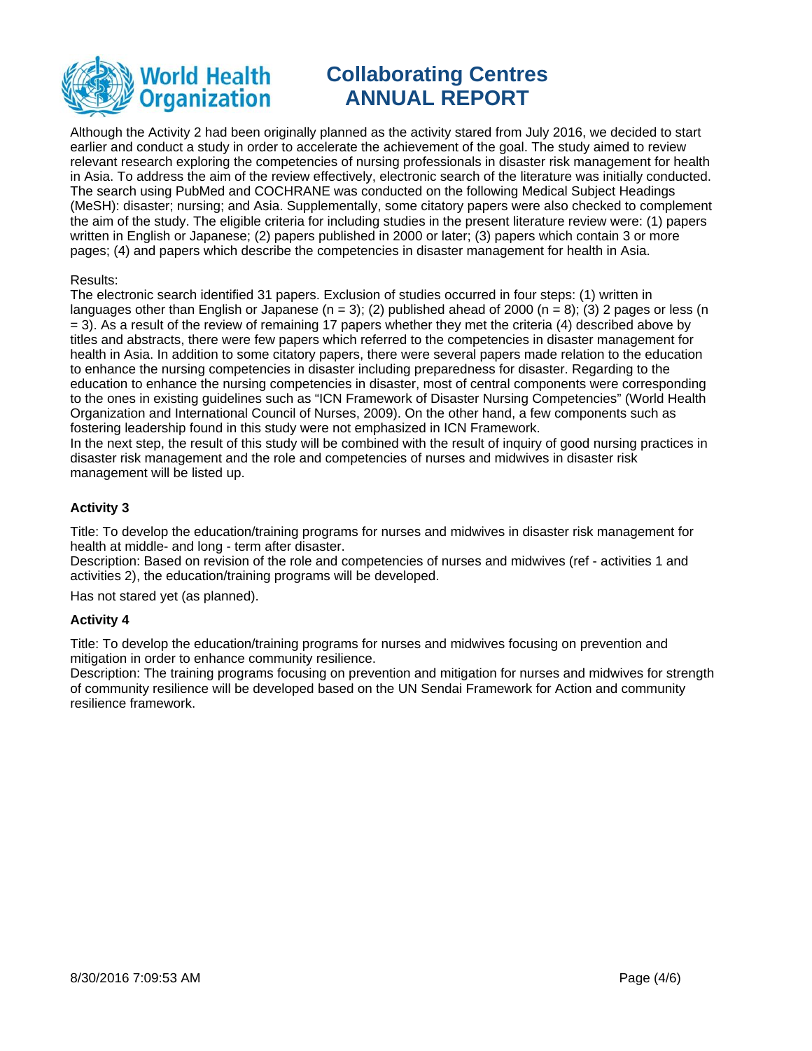Although the Activity 2 had been originally planned as the activity stared from July 2016, we decided to start earlier and conduct a study in order to accelerate the achievement of the goal. The study aimed to review relevant research exploring the competencies of nursing professionals in disaster risk management for health in Asia. To address the aim of the review effectively, electronic search of the literature was initially conducted. The search using PubMed and COCHRANE was conducted on the following Medical Subject Headings (MeSH): disaster; nursing; and Asia. Supplementally, some citatory papers were also checked to complement the aim of the study. The eligible criteria for including studies in the present literature review were: (1) papers written in English or Japanese; (2) papers published in 2000 or later; (3) papers which contain 3 or more pages; (4) and papers which describe the competencies in disaster management for health in Asia.

Results:
The electronic search identified 31 papers. Exclusion of studies occurred in four steps: (1) written in languages other than English or Japanese (n = 3); (2) published ahead of 2000 (n = 8); (3) 2 pages or less (n = 3). As a result of the review of remaining 17 papers whether they met the criteria (4) described above by titles and abstracts, there were few papers which referred to the competencies in disaster management for health in Asia. In addition to some citatory papers, there were several papers made relation to the education to enhance the nursing competencies in disaster including preparedness for disaster. Regarding to the education to enhance the nursing competencies in disaster, most of central components were corresponding to the ones in existing guidelines such as "ICN Framework of Disaster Nursing Competencies" (World Health Organization and International Council of Nurses, 2009). On the other hand, a few components such as fostering leadership found in this study were not emphasized in ICN Framework.
In the next step, the result of this study will be combined with the result of inquiry of good nursing practices in disaster risk management and the role and competencies of nurses and midwives in disaster risk management will be listed up.

**Activity 3**

Title: To develop the education/training programs for nurses and midwives in disaster risk management for health at middle- and long - term after disaster.
Description: Based on revision of the role and competencies of nurses and midwives (ref - activities 1 and activities 2), the education/training programs will be developed.

Has not stared yet (as planned).

**Activity 4**

Title: To develop the education/training programs for nurses and midwives focusing on prevention and mitigation in order to enhance community resilience.
Description: The training programs focusing on prevention and mitigation for nurses and midwives for strength of community resilience will be developed based on the UN Sendai Framework for Action and community resilience framework.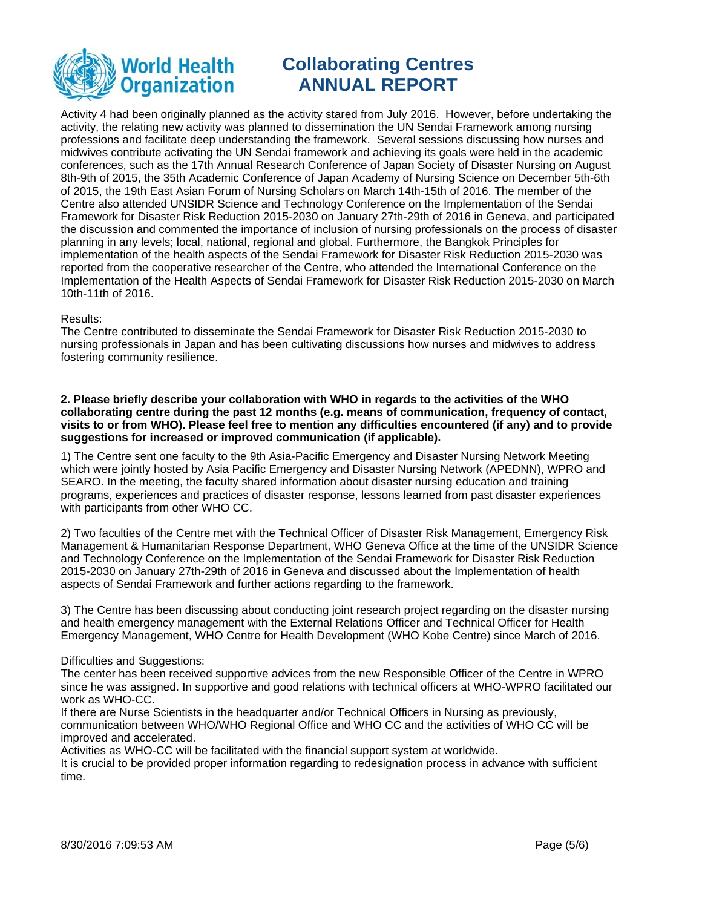Activity 4 had been originally planned as the activity stared from July 2016. However, before undertaking the activity, the relating new activity was planned to dissemination the UN Sendai Framework among nursing professions and facilitate deep understanding the framework. Several sessions discussing how nurses and midwives contribute activating the UN Sendai framework and achieving its goals were held in the academic conferences, such as the 17th Annual Research Conference of Japan Society of Disaster Nursing on August 8th-9th of 2015, the 35th Academic Conference of Japan Academy of Nursing Science on December 5th-6th of 2015, the 19th East Asian Forum of Nursing Scholars on March 14th-15th of 2016. The member of the Centre also attended UNSIDR Science and Technology Conference on the Implementation of the Sendai Framework for Disaster Risk Reduction 2015-2030 on January 27th-29th of 2016 in Geneva, and participated the discussion and commented the importance of inclusion of nursing professionals on the process of disaster planning in any levels; local, national, regional and global. Furthermore, the Bangkok Principles for implementation of the health aspects of the Sendai Framework for Disaster Risk Reduction 2015-2030 was reported from the cooperative researcher of the Centre, who attended the International Conference on the Implementation of the Health Aspects of Sendai Framework for Disaster Risk Reduction 2015-2030 on March 10th-11th of 2016.

Results:
The Centre contributed to disseminate the Sendai Framework for Disaster Risk Reduction 2015-2030 to nursing professionals in Japan and has been cultivating discussions how nurses and midwives to address fostering community resilience.

**2. Please briefly describe your collaboration with WHO in regards to the activities of the WHO collaborating centre during the past 12 months (e.g. means of communication, frequency of contact, visits to or from WHO). Please feel free to mention any difficulties encountered (if any) and to provide suggestions for increased or improved communication (if applicable).**

1) The Centre sent one faculty to the 9th Asia-Pacific Emergency and Disaster Nursing Network Meeting which were jointly hosted by Asia Pacific Emergency and Disaster Nursing Network (APEDNN), WPRO and SEARO. In the meeting, the faculty shared information about disaster nursing education and training programs, experiences and practices of disaster response, lessons learned from past disaster experiences with participants from other WHO CC.

2) Two faculties of the Centre met with the Technical Officer of Disaster Risk Management, Emergency Risk Management & Humanitarian Response Department, WHO Geneva Office at the time of the UNSIDR Science and Technology Conference on the Implementation of the Sendai Framework for Disaster Risk Reduction 2015-2030 on January 27th-29th of 2016 in Geneva and discussed about the Implementation of health aspects of Sendai Framework and further actions regarding to the framework.

3) The Centre has been discussing about conducting joint research project regarding on the disaster nursing and health emergency management with the External Relations Officer and Technical Officer for Health Emergency Management, WHO Centre for Health Development (WHO Kobe Centre) since March of 2016.

Difficulties and Suggestions:
The center has been received supportive advices from the new Responsible Officer of the Centre in WPRO since he was assigned. In supportive and good relations with technical officers at WHO-WPRO facilitated our work as WHO-CC.
If there are Nurse Scientists in the headquarter and/or Technical Officers in Nursing as previously, communication between WHO/WHO Regional Office and WHO CC and the activities of WHO CC will be improved and accelerated.
Activities as WHO-CC will be facilitated with the financial support system at worldwide.
It is crucial to be provided proper information regarding to redesignation process in advance with sufficient time.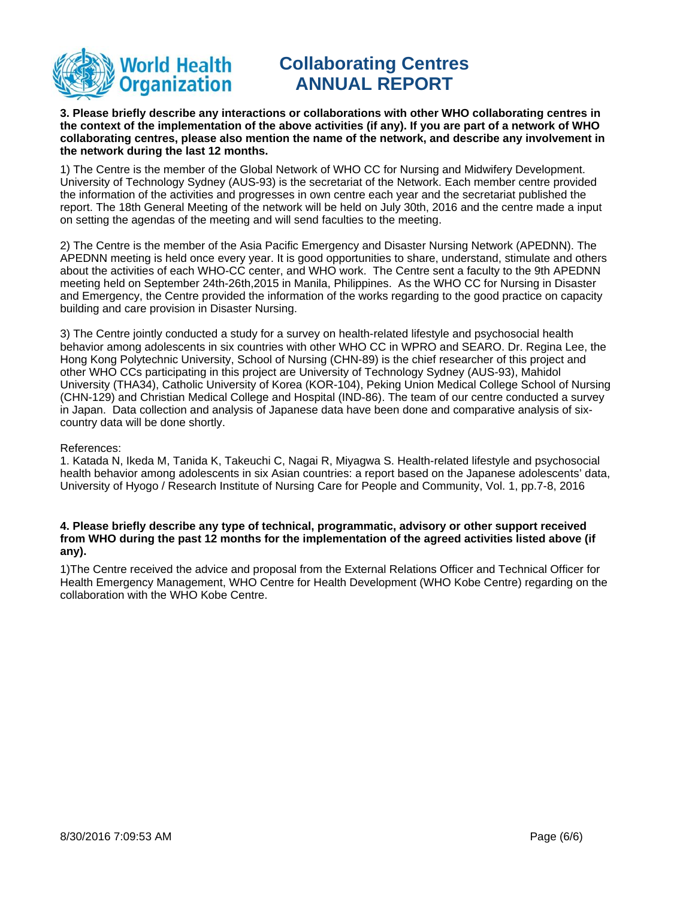**3. Please briefly describe any interactions or collaborations with other WHO collaborating centres in the context of the implementation of the above activities (if any). If you are part of a network of WHO collaborating centres, please also mention the name of the network, and describe any involvement in the network during the last 12 months.**

1) The Centre is the member of the Global Network of WHO CC for Nursing and Midwifery Development. University of Technology Sydney (AUS-93) is the secretariat of the Network. Each member centre provided the information of the activities and progresses in own centre each year and the secretariat published the report. The 18th General Meeting of the network will be held on July 30th, 2016 and the centre made a input on setting the agendas of the meeting and will send faculties to the meeting.

2) The Centre is the member of the Asia Pacific Emergency and Disaster Nursing Network (APEDNN). The APEDNN meeting is held once every year. It is good opportunities to share, understand, stimulate and others about the activities of each WHO-CC center, and WHO work. The Centre sent a faculty to the 9th APEDNN meeting held on September 24th-26th,2015 in Manila, Philippines. As the WHO CC for Nursing in Disaster and Emergency, the Centre provided the information of the works regarding to the good practice on capacity building and care provision in Disaster Nursing.

3) The Centre jointly conducted a study for a survey on health-related lifestyle and psychosocial health behavior among adolescents in six countries with other WHO CC in WPRO and SEARO. Dr. Regina Lee, the Hong Kong Polytechnic University, School of Nursing (CHN-89) is the chief researcher of this project and other WHO CCs participating in this project are University of Technology Sydney (AUS-93), Mahidol University (THA34), Catholic University of Korea (KOR-104), Peking Union Medical College School of Nursing (CHN-129) and Christian Medical College and Hospital (IND-86). The team of our centre conducted a survey in Japan. Data collection and analysis of Japanese data have been done and comparative analysis of six-country data will be done shortly.

References:
1. Katada N, Ikeda M, Tanida K, Takeuchi C, Nagai R, Miyagwa S. Health-related lifestyle and psychosocial health behavior among adolescents in six Asian countries: a report based on the Japanese adolescents' data, University of Hyogo / Research Institute of Nursing Care for People and Community, Vol. 1, pp.7-8, 2016

**4. Please briefly describe any type of technical, programmatic, advisory or other support received from WHO during the past 12 months for the implementation of the agreed activities listed above (if any).**

1)The Centre received the advice and proposal from the External Relations Officer and Technical Officer for Health Emergency Management, WHO Centre for Health Development (WHO Kobe Centre) regarding on the collaboration with the WHO Kobe Centre.